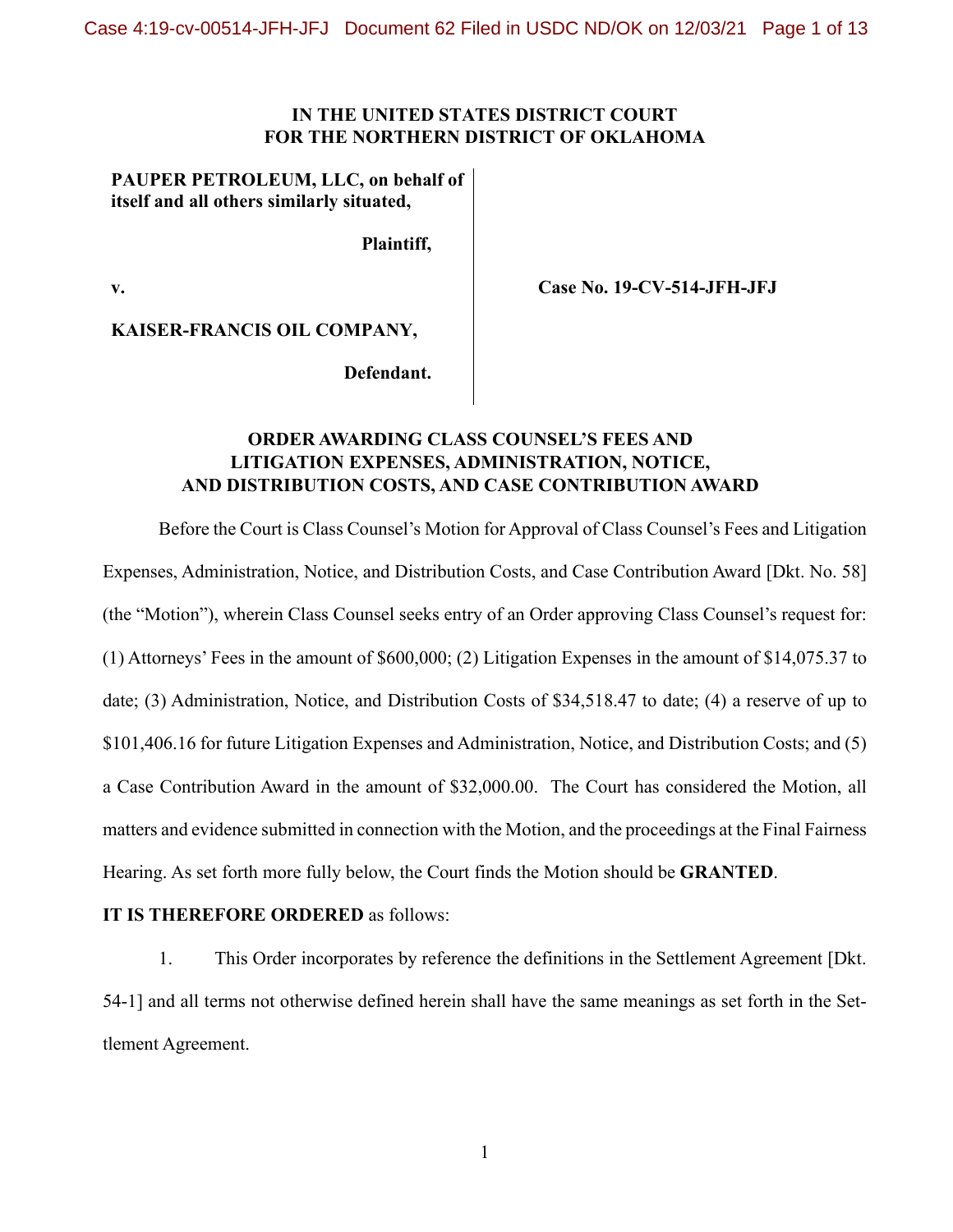**IN THE UNITED STATES DISTRICT COURT**
**FOR THE NORTHERN DISTRICT OF OKLAHOMA**

**PAUPER PETROLEUM, LLC, on behalf of itself and all others similarly situated,**

**Plaintiff,**

**v.**

**KAISER-FRANCIS OIL COMPANY,**

**Defendant.**

**Case No. 19-CV-514-JFH-JFJ**

**ORDER AWARDING CLASS COUNSEL'S FEES AND LITIGATION EXPENSES, ADMINISTRATION, NOTICE, AND DISTRIBUTION COSTS, AND CASE CONTRIBUTION AWARD**

Before the Court is Class Counsel's Motion for Approval of Class Counsel's Fees and Litigation Expenses, Administration, Notice, and Distribution Costs, and Case Contribution Award [Dkt. No. 58] (the "Motion"), wherein Class Counsel seeks entry of an Order approving Class Counsel's request for: (1) Attorneys' Fees in the amount of $600,000; (2) Litigation Expenses in the amount of $14,075.37 to date; (3) Administration, Notice, and Distribution Costs of $34,518.47 to date; (4) a reserve of up to $101,406.16 for future Litigation Expenses and Administration, Notice, and Distribution Costs; and (5) a Case Contribution Award in the amount of $32,000.00. The Court has considered the Motion, all matters and evidence submitted in connection with the Motion, and the proceedings at the Final Fairness Hearing. As set forth more fully below, the Court finds the Motion should be **GRANTED**.

**IT IS THEREFORE ORDERED** as follows:

1. This Order incorporates by reference the definitions in the Settlement Agreement [Dkt. 54-1] and all terms not otherwise defined herein shall have the same meanings as set forth in the Settlement Agreement.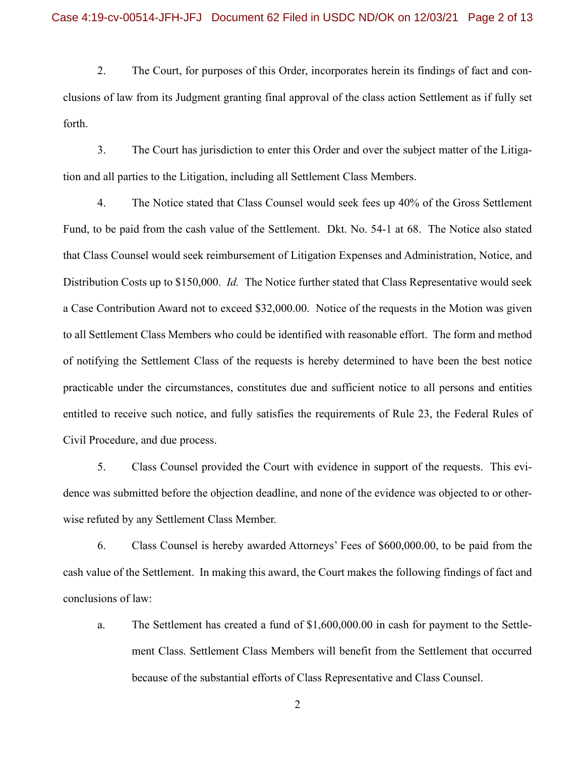2. The Court, for purposes of this Order, incorporates herein its findings of fact and conclusions of law from its Judgment granting final approval of the class action Settlement as if fully set forth.

3. The Court has jurisdiction to enter this Order and over the subject matter of the Litigation and all parties to the Litigation, including all Settlement Class Members.

4. The Notice stated that Class Counsel would seek fees up 40% of the Gross Settlement Fund, to be paid from the cash value of the Settlement. Dkt. No. 54-1 at 68. The Notice also stated that Class Counsel would seek reimbursement of Litigation Expenses and Administration, Notice, and Distribution Costs up to $150,000. *Id.* The Notice further stated that Class Representative would seek a Case Contribution Award not to exceed $32,000.00. Notice of the requests in the Motion was given to all Settlement Class Members who could be identified with reasonable effort. The form and method of notifying the Settlement Class of the requests is hereby determined to have been the best notice practicable under the circumstances, constitutes due and sufficient notice to all persons and entities entitled to receive such notice, and fully satisfies the requirements of Rule 23, the Federal Rules of Civil Procedure, and due process.

5. Class Counsel provided the Court with evidence in support of the requests. This evidence was submitted before the objection deadline, and none of the evidence was objected to or otherwise refuted by any Settlement Class Member.

6. Class Counsel is hereby awarded Attorneys' Fees of $600,000.00, to be paid from the cash value of the Settlement. In making this award, the Court makes the following findings of fact and conclusions of law:

   a. The Settlement has created a fund of $1,600,000.00 in cash for payment to the Settlement Class. Settlement Class Members will benefit from the Settlement that occurred because of the substantial efforts of Class Representative and Class Counsel.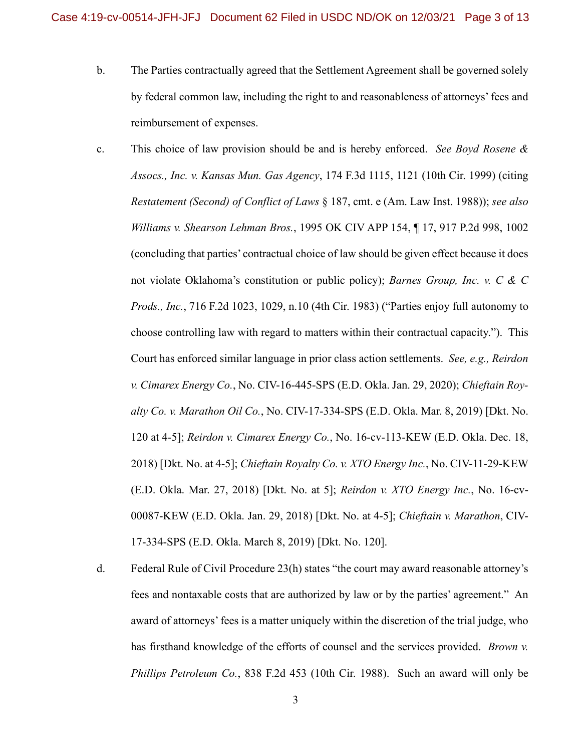b. The Parties contractually agreed that the Settlement Agreement shall be governed solely by federal common law, including the right to and reasonableness of attorneys' fees and reimbursement of expenses.

c. This choice of law provision should be and is hereby enforced. *See Boyd Rosene & Assocs., Inc. v. Kansas Mun. Gas Agency*, 174 F.3d 1115, 1121 (10th Cir. 1999) (citing *Restatement (Second) of Conflict of Laws* § 187, cmt. e (Am. Law Inst. 1988)); *see also Williams v. Shearson Lehman Bros.*, 1995 OK CIV APP 154, ¶ 17, 917 P.2d 998, 1002 (concluding that parties' contractual choice of law should be given effect because it does not violate Oklahoma's constitution or public policy); *Barnes Group, Inc. v. C & C Prods., Inc.*, 716 F.2d 1023, 1029, n.10 (4th Cir. 1983) ("Parties enjoy full autonomy to choose controlling law with regard to matters within their contractual capacity."). This Court has enforced similar language in prior class action settlements. *See, e.g., Reirdon v. Cimarex Energy Co.*, No. CIV-16-445-SPS (E.D. Okla. Jan. 29, 2020); *Chieftain Royalty Co. v. Marathon Oil Co.*, No. CIV-17-334-SPS (E.D. Okla. Mar. 8, 2019) [Dkt. No. 120 at 4-5]; *Reirdon v. Cimarex Energy Co.*, No. 16-cv-113-KEW (E.D. Okla. Dec. 18, 2018) [Dkt. No. at 4-5]; *Chieftain Royalty Co. v. XTO Energy Inc.*, No. CIV-11-29-KEW (E.D. Okla. Mar. 27, 2018) [Dkt. No. at 5]; *Reirdon v. XTO Energy Inc.*, No. 16-cv-00087-KEW (E.D. Okla. Jan. 29, 2018) [Dkt. No. at 4-5]; *Chieftain v. Marathon*, CIV-17-334-SPS (E.D. Okla. March 8, 2019) [Dkt. No. 120].

d. Federal Rule of Civil Procedure 23(h) states "the court may award reasonable attorney's fees and nontaxable costs that are authorized by law or by the parties' agreement." An award of attorneys' fees is a matter uniquely within the discretion of the trial judge, who has firsthand knowledge of the efforts of counsel and the services provided. *Brown v. Phillips Petroleum Co.*, 838 F.2d 453 (10th Cir. 1988). Such an award will only be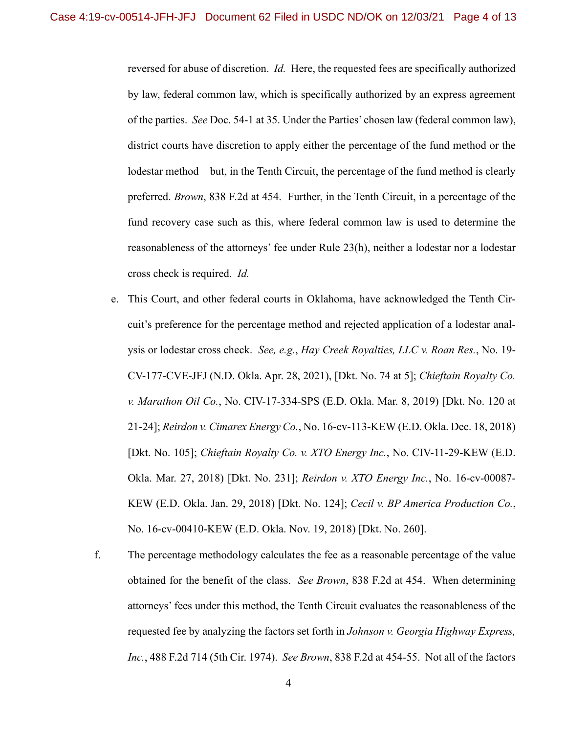reversed for abuse of discretion. *Id.* Here, the requested fees are specifically authorized by law, federal common law, which is specifically authorized by an express agreement of the parties. *See* Doc. 54-1 at 35. Under the Parties' chosen law (federal common law), district courts have discretion to apply either the percentage of the fund method or the lodestar method—but, in the Tenth Circuit, the percentage of the fund method is clearly preferred. *Brown*, 838 F.2d at 454. Further, in the Tenth Circuit, in a percentage of the fund recovery case such as this, where federal common law is used to determine the reasonableness of the attorneys' fee under Rule 23(h), neither a lodestar nor a lodestar cross check is required. *Id.*

e. This Court, and other federal courts in Oklahoma, have acknowledged the Tenth Circuit's preference for the percentage method and rejected application of a lodestar analysis or lodestar cross check. *See, e.g.*, *Hay Creek Royalties, LLC v. Roan Res.*, No. 19-CV-177-CVE-JFJ (N.D. Okla. Apr. 28, 2021), [Dkt. No. 74 at 5]; *Chieftain Royalty Co. v. Marathon Oil Co.*, No. CIV-17-334-SPS (E.D. Okla. Mar. 8, 2019) [Dkt. No. 120 at 21-24]; *Reirdon v. Cimarex Energy Co.*, No. 16-cv-113-KEW (E.D. Okla. Dec. 18, 2018) [Dkt. No. 105]; *Chieftain Royalty Co. v. XTO Energy Inc.*, No. CIV-11-29-KEW (E.D. Okla. Mar. 27, 2018) [Dkt. No. 231]; *Reirdon v. XTO Energy Inc.*, No. 16-cv-00087-KEW (E.D. Okla. Jan. 29, 2018) [Dkt. No. 124]; *Cecil v. BP America Production Co.*, No. 16-cv-00410-KEW (E.D. Okla. Nov. 19, 2018) [Dkt. No. 260].

f. The percentage methodology calculates the fee as a reasonable percentage of the value obtained for the benefit of the class. *See Brown*, 838 F.2d at 454. When determining attorneys' fees under this method, the Tenth Circuit evaluates the reasonableness of the requested fee by analyzing the factors set forth in *Johnson v. Georgia Highway Express, Inc.*, 488 F.2d 714 (5th Cir. 1974). *See Brown*, 838 F.2d at 454-55. Not all of the factors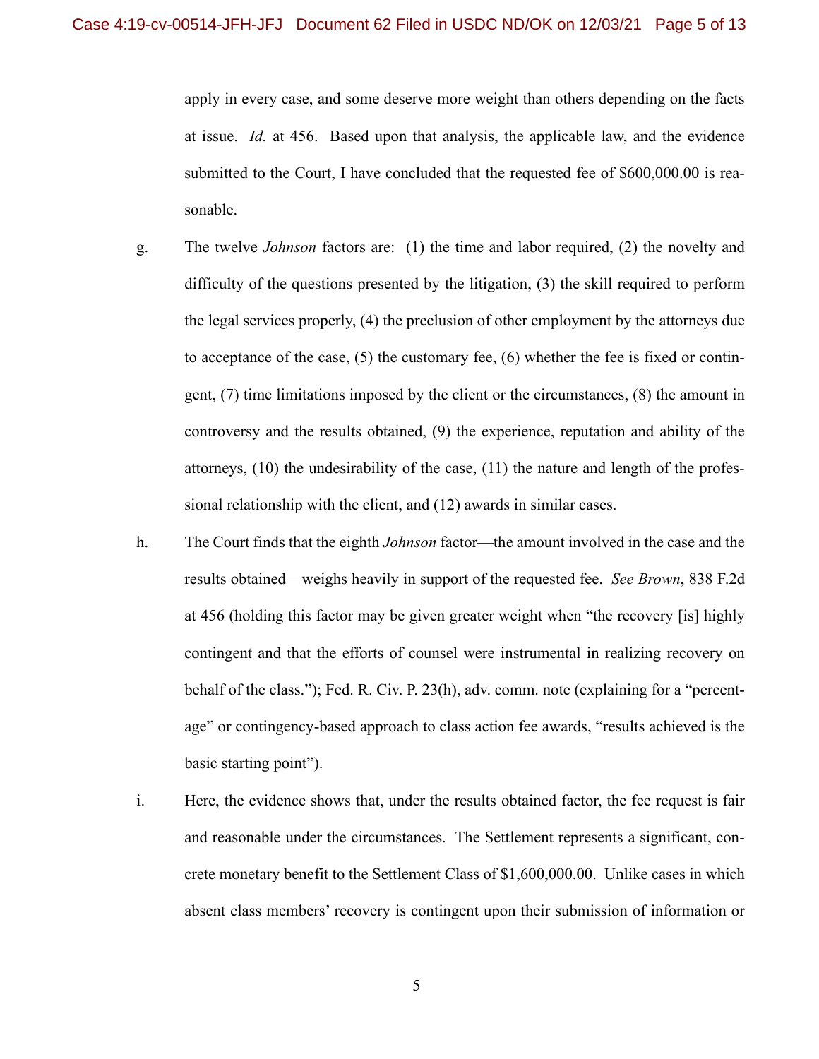apply in every case, and some deserve more weight than others depending on the facts at issue. *Id.* at 456. Based upon that analysis, the applicable law, and the evidence submitted to the Court, I have concluded that the requested fee of $600,000.00 is reasonable.

g. The twelve *Johnson* factors are: (1) the time and labor required, (2) the novelty and difficulty of the questions presented by the litigation, (3) the skill required to perform the legal services properly, (4) the preclusion of other employment by the attorneys due to acceptance of the case, (5) the customary fee, (6) whether the fee is fixed or contingent, (7) time limitations imposed by the client or the circumstances, (8) the amount in controversy and the results obtained, (9) the experience, reputation and ability of the attorneys, (10) the undesirability of the case, (11) the nature and length of the professional relationship with the client, and (12) awards in similar cases.

h. The Court finds that the eighth *Johnson* factor—the amount involved in the case and the results obtained—weighs heavily in support of the requested fee. *See Brown*, 838 F.2d at 456 (holding this factor may be given greater weight when "the recovery [is] highly contingent and that the efforts of counsel were instrumental in realizing recovery on behalf of the class."); Fed. R. Civ. P. 23(h), adv. comm. note (explaining for a "percentage" or contingency-based approach to class action fee awards, "results achieved is the basic starting point").

i. Here, the evidence shows that, under the results obtained factor, the fee request is fair and reasonable under the circumstances. The Settlement represents a significant, concrete monetary benefit to the Settlement Class of $1,600,000.00. Unlike cases in which absent class members' recovery is contingent upon their submission of information or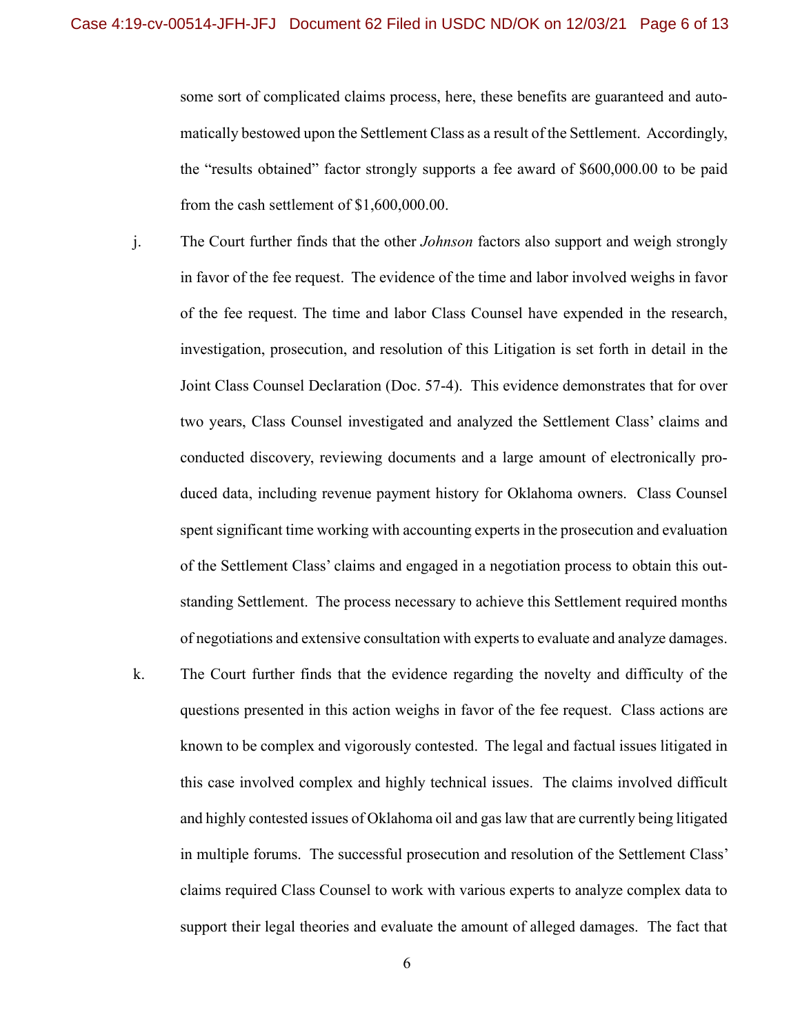some sort of complicated claims process, here, these benefits are guaranteed and automatically bestowed upon the Settlement Class as a result of the Settlement. Accordingly, the "results obtained" factor strongly supports a fee award of $600,000.00 to be paid from the cash settlement of $1,600,000.00.

j. The Court further finds that the other *Johnson* factors also support and weigh strongly in favor of the fee request. The evidence of the time and labor involved weighs in favor of the fee request. The time and labor Class Counsel have expended in the research, investigation, prosecution, and resolution of this Litigation is set forth in detail in the Joint Class Counsel Declaration (Doc. 57-4). This evidence demonstrates that for over two years, Class Counsel investigated and analyzed the Settlement Class' claims and conducted discovery, reviewing documents and a large amount of electronically produced data, including revenue payment history for Oklahoma owners. Class Counsel spent significant time working with accounting experts in the prosecution and evaluation of the Settlement Class' claims and engaged in a negotiation process to obtain this outstanding Settlement. The process necessary to achieve this Settlement required months of negotiations and extensive consultation with experts to evaluate and analyze damages.

k. The Court further finds that the evidence regarding the novelty and difficulty of the questions presented in this action weighs in favor of the fee request. Class actions are known to be complex and vigorously contested. The legal and factual issues litigated in this case involved complex and highly technical issues. The claims involved difficult and highly contested issues of Oklahoma oil and gas law that are currently being litigated in multiple forums. The successful prosecution and resolution of the Settlement Class' claims required Class Counsel to work with various experts to analyze complex data to support their legal theories and evaluate the amount of alleged damages. The fact that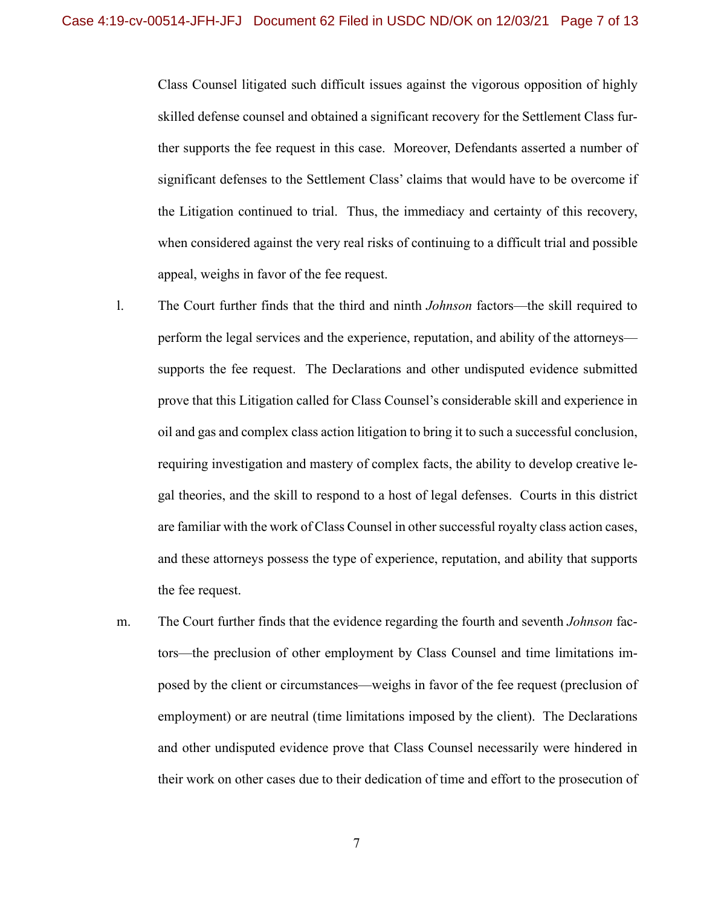Class Counsel litigated such difficult issues against the vigorous opposition of highly skilled defense counsel and obtained a significant recovery for the Settlement Class further supports the fee request in this case. Moreover, Defendants asserted a number of significant defenses to the Settlement Class' claims that would have to be overcome if the Litigation continued to trial. Thus, the immediacy and certainty of this recovery, when considered against the very real risks of continuing to a difficult trial and possible appeal, weighs in favor of the fee request.

l. The Court further finds that the third and ninth *Johnson* factors—the skill required to perform the legal services and the experience, reputation, and ability of the attorneys—supports the fee request. The Declarations and other undisputed evidence submitted prove that this Litigation called for Class Counsel's considerable skill and experience in oil and gas and complex class action litigation to bring it to such a successful conclusion, requiring investigation and mastery of complex facts, the ability to develop creative legal theories, and the skill to respond to a host of legal defenses. Courts in this district are familiar with the work of Class Counsel in other successful royalty class action cases, and these attorneys possess the type of experience, reputation, and ability that supports the fee request.

m. The Court further finds that the evidence regarding the fourth and seventh *Johnson* factors—the preclusion of other employment by Class Counsel and time limitations imposed by the client or circumstances—weighs in favor of the fee request (preclusion of employment) or are neutral (time limitations imposed by the client). The Declarations and other undisputed evidence prove that Class Counsel necessarily were hindered in their work on other cases due to their dedication of time and effort to the prosecution of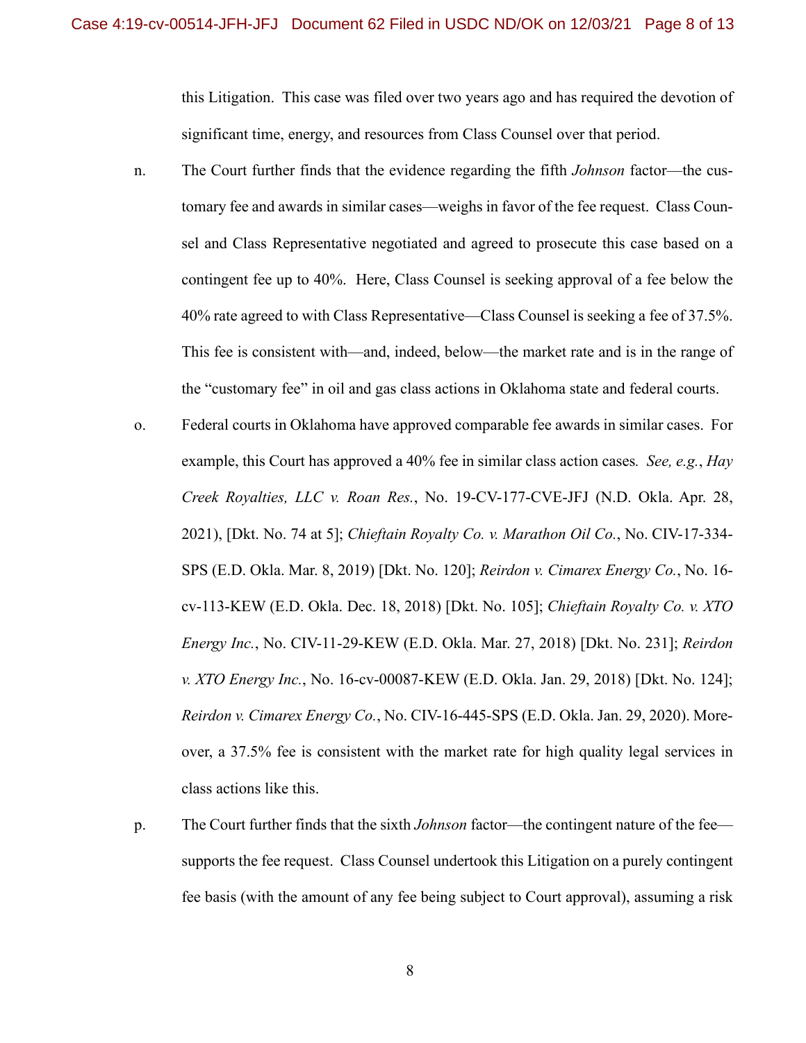this Litigation. This case was filed over two years ago and has required the devotion of significant time, energy, and resources from Class Counsel over that period.

n. The Court further finds that the evidence regarding the fifth *Johnson* factor—the customary fee and awards in similar cases—weighs in favor of the fee request. Class Counsel and Class Representative negotiated and agreed to prosecute this case based on a contingent fee up to 40%. Here, Class Counsel is seeking approval of a fee below the 40% rate agreed to with Class Representative—Class Counsel is seeking a fee of 37.5%. This fee is consistent with—and, indeed, below—the market rate and is in the range of the "customary fee" in oil and gas class actions in Oklahoma state and federal courts.

o. Federal courts in Oklahoma have approved comparable fee awards in similar cases. For example, this Court has approved a 40% fee in similar class action cases. *See, e.g.*, *Hay Creek Royalties, LLC v. Roan Res.*, No. 19-CV-177-CVE-JFJ (N.D. Okla. Apr. 28, 2021), [Dkt. No. 74 at 5]; *Chieftain Royalty Co. v. Marathon Oil Co.*, No. CIV-17-334-SPS (E.D. Okla. Mar. 8, 2019) [Dkt. No. 120]; *Reirdon v. Cimarex Energy Co.*, No. 16-cv-113-KEW (E.D. Okla. Dec. 18, 2018) [Dkt. No. 105]; *Chieftain Royalty Co. v. XTO Energy Inc.*, No. CIV-11-29-KEW (E.D. Okla. Mar. 27, 2018) [Dkt. No. 231]; *Reirdon v. XTO Energy Inc.*, No. 16-cv-00087-KEW (E.D. Okla. Jan. 29, 2018) [Dkt. No. 124]; *Reirdon v. Cimarex Energy Co.*, No. CIV-16-445-SPS (E.D. Okla. Jan. 29, 2020). Moreover, a 37.5% fee is consistent with the market rate for high quality legal services in class actions like this.

p. The Court further finds that the sixth *Johnson* factor—the contingent nature of the fee—supports the fee request. Class Counsel undertook this Litigation on a purely contingent fee basis (with the amount of any fee being subject to Court approval), assuming a risk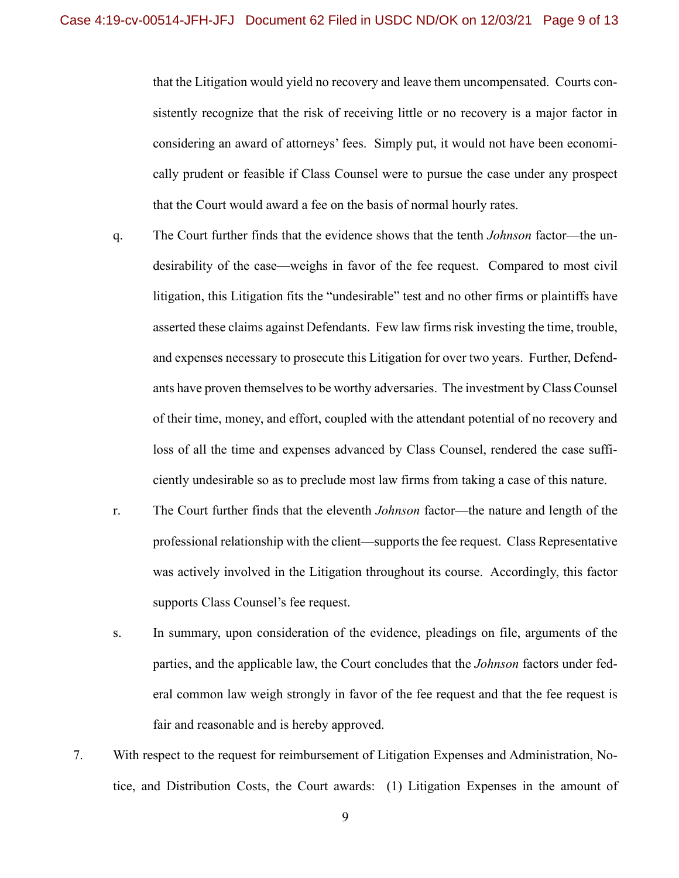that the Litigation would yield no recovery and leave them uncompensated. Courts consistently recognize that the risk of receiving little or no recovery is a major factor in considering an award of attorneys' fees. Simply put, it would not have been economically prudent or feasible if Class Counsel were to pursue the case under any prospect that the Court would award a fee on the basis of normal hourly rates.

q. The Court further finds that the evidence shows that the tenth *Johnson* factor—the undesirability of the case—weighs in favor of the fee request. Compared to most civil litigation, this Litigation fits the "undesirable" test and no other firms or plaintiffs have asserted these claims against Defendants. Few law firms risk investing the time, trouble, and expenses necessary to prosecute this Litigation for over two years. Further, Defendants have proven themselves to be worthy adversaries. The investment by Class Counsel of their time, money, and effort, coupled with the attendant potential of no recovery and loss of all the time and expenses advanced by Class Counsel, rendered the case sufficiently undesirable so as to preclude most law firms from taking a case of this nature.

r. The Court further finds that the eleventh *Johnson* factor—the nature and length of the professional relationship with the client—supports the fee request. Class Representative was actively involved in the Litigation throughout its course. Accordingly, this factor supports Class Counsel's fee request.

s. In summary, upon consideration of the evidence, pleadings on file, arguments of the parties, and the applicable law, the Court concludes that the *Johnson* factors under federal common law weigh strongly in favor of the fee request and that the fee request is fair and reasonable and is hereby approved.

7. With respect to the request for reimbursement of Litigation Expenses and Administration, Notice, and Distribution Costs, the Court awards: (1) Litigation Expenses in the amount of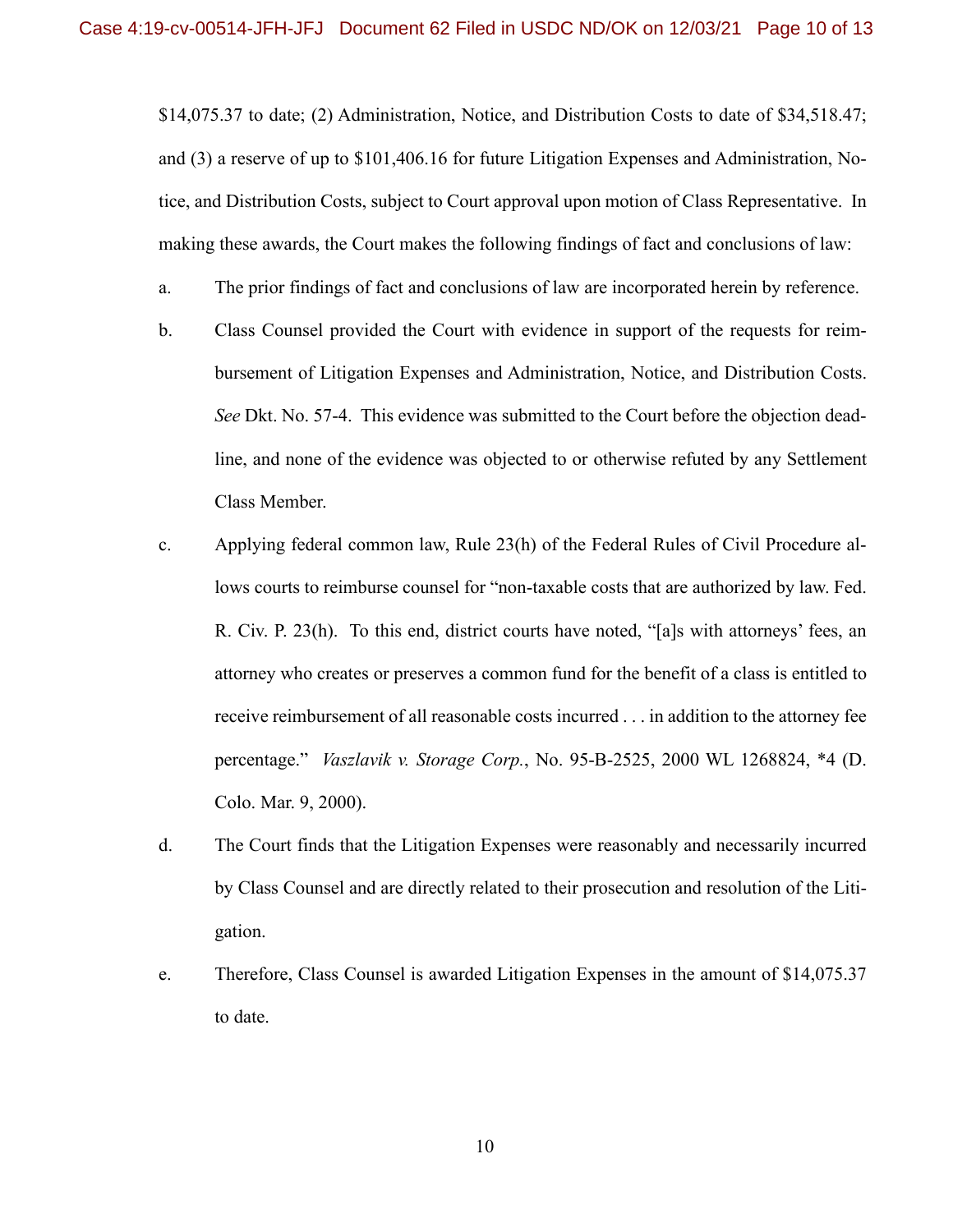$14,075.37 to date; (2) Administration, Notice, and Distribution Costs to date of $34,518.47; and (3) a reserve of up to $101,406.16 for future Litigation Expenses and Administration, Notice, and Distribution Costs, subject to Court approval upon motion of Class Representative. In making these awards, the Court makes the following findings of fact and conclusions of law:

a. The prior findings of fact and conclusions of law are incorporated herein by reference.

b. Class Counsel provided the Court with evidence in support of the requests for reimbursement of Litigation Expenses and Administration, Notice, and Distribution Costs. *See* Dkt. No. 57-4. This evidence was submitted to the Court before the objection deadline, and none of the evidence was objected to or otherwise refuted by any Settlement Class Member.

c. Applying federal common law, Rule 23(h) of the Federal Rules of Civil Procedure allows courts to reimburse counsel for "non-taxable costs that are authorized by law. Fed. R. Civ. P. 23(h). To this end, district courts have noted, "[a]s with attorneys' fees, an attorney who creates or preserves a common fund for the benefit of a class is entitled to receive reimbursement of all reasonable costs incurred . . . in addition to the attorney fee percentage." *Vaszlavik v. Storage Corp.*, No. 95-B-2525, 2000 WL 1268824, *4 (D. Colo. Mar. 9, 2000).

d. The Court finds that the Litigation Expenses were reasonably and necessarily incurred by Class Counsel and are directly related to their prosecution and resolution of the Litigation.

e. Therefore, Class Counsel is awarded Litigation Expenses in the amount of $14,075.37 to date.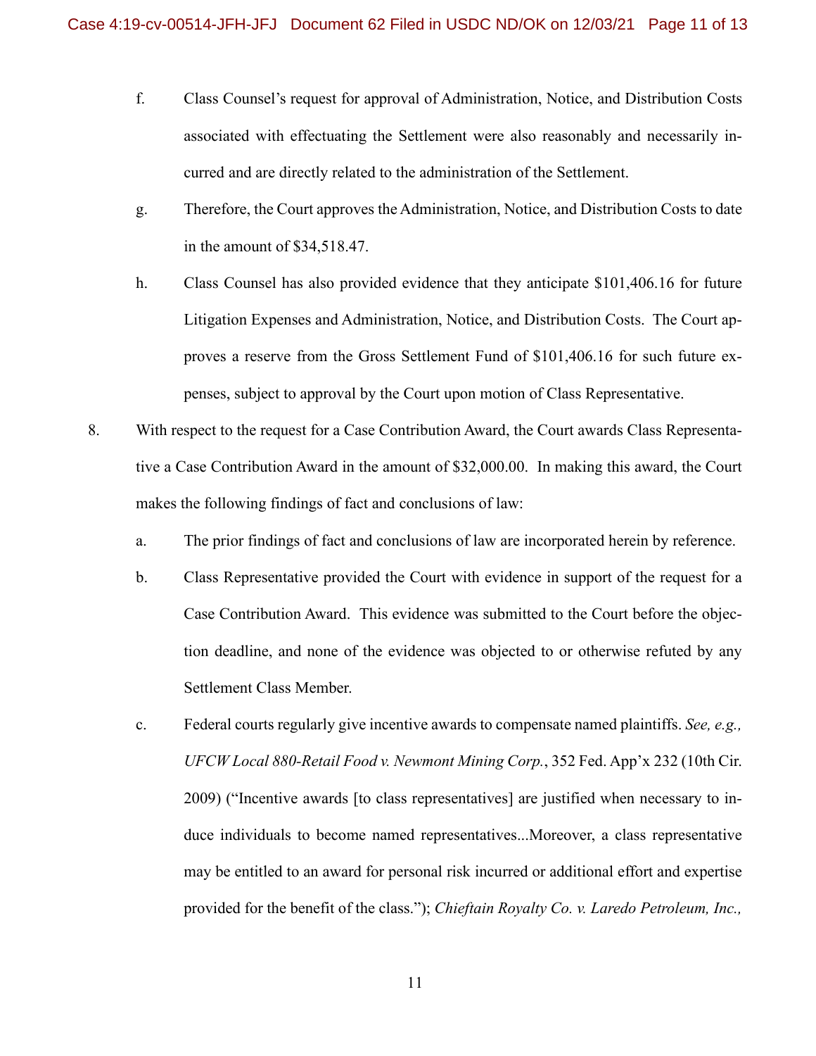f. Class Counsel's request for approval of Administration, Notice, and Distribution Costs associated with effectuating the Settlement were also reasonably and necessarily incurred and are directly related to the administration of the Settlement.

g. Therefore, the Court approves the Administration, Notice, and Distribution Costs to date in the amount of $34,518.47.

h. Class Counsel has also provided evidence that they anticipate $101,406.16 for future Litigation Expenses and Administration, Notice, and Distribution Costs. The Court approves a reserve from the Gross Settlement Fund of $101,406.16 for such future expenses, subject to approval by the Court upon motion of Class Representative.

8. With respect to the request for a Case Contribution Award, the Court awards Class Representative a Case Contribution Award in the amount of $32,000.00. In making this award, the Court makes the following findings of fact and conclusions of law:

a. The prior findings of fact and conclusions of law are incorporated herein by reference.

b. Class Representative provided the Court with evidence in support of the request for a Case Contribution Award. This evidence was submitted to the Court before the objection deadline, and none of the evidence was objected to or otherwise refuted by any Settlement Class Member.

c. Federal courts regularly give incentive awards to compensate named plaintiffs. *See, e.g., UFCW Local 880-Retail Food v. Newmont Mining Corp.*, 352 Fed. App'x 232 (10th Cir. 2009) ("Incentive awards [to class representatives] are justified when necessary to induce individuals to become named representatives...Moreover, a class representative may be entitled to an award for personal risk incurred or additional effort and expertise provided for the benefit of the class."); *Chieftain Royalty Co. v. Laredo Petroleum, Inc.,*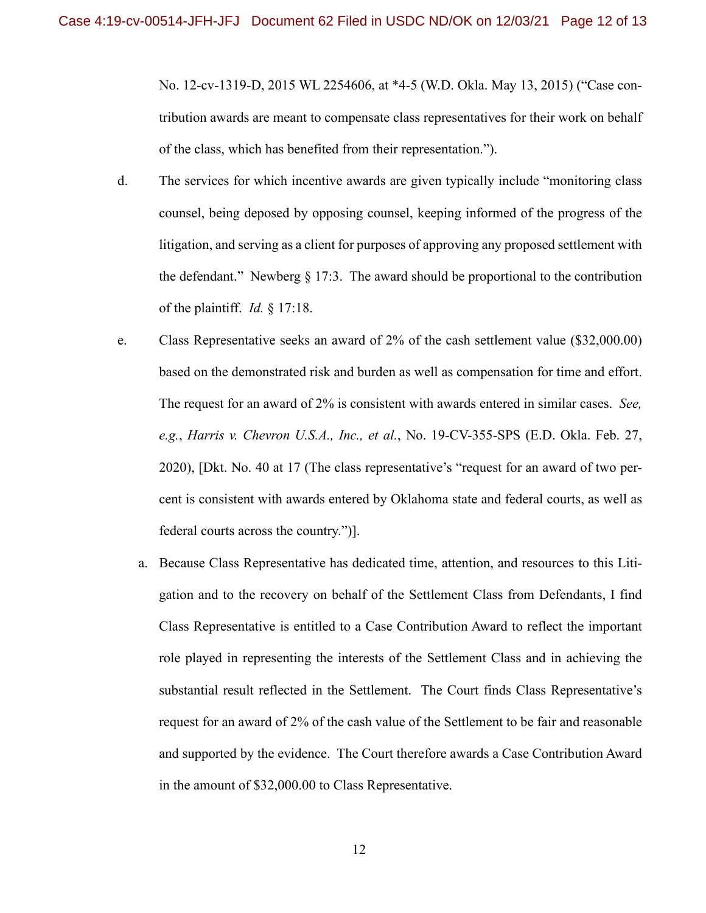No. 12-cv-1319-D, 2015 WL 2254606, at *4-5 (W.D. Okla. May 13, 2015) ("Case contribution awards are meant to compensate class representatives for their work on behalf of the class, which has benefited from their representation.").

d. The services for which incentive awards are given typically include "monitoring class counsel, being deposed by opposing counsel, keeping informed of the progress of the litigation, and serving as a client for purposes of approving any proposed settlement with the defendant." Newberg § 17:3. The award should be proportional to the contribution of the plaintiff. *Id.* § 17:18.

e. Class Representative seeks an award of 2% of the cash settlement value ($32,000.00) based on the demonstrated risk and burden as well as compensation for time and effort. The request for an award of 2% is consistent with awards entered in similar cases. *See, e.g.*, *Harris v. Chevron U.S.A., Inc., et al.*, No. 19-CV-355-SPS (E.D. Okla. Feb. 27, 2020), [Dkt. No. 40 at 17 (The class representative's "request for an award of two percent is consistent with awards entered by Oklahoma state and federal courts, as well as federal courts across the country.")].

   a. Because Class Representative has dedicated time, attention, and resources to this Litigation and to the recovery on behalf of the Settlement Class from Defendants, I find Class Representative is entitled to a Case Contribution Award to reflect the important role played in representing the interests of the Settlement Class and in achieving the substantial result reflected in the Settlement. The Court finds Class Representative's request for an award of 2% of the cash value of the Settlement to be fair and reasonable and supported by the evidence. The Court therefore awards a Case Contribution Award in the amount of $32,000.00 to Class Representative.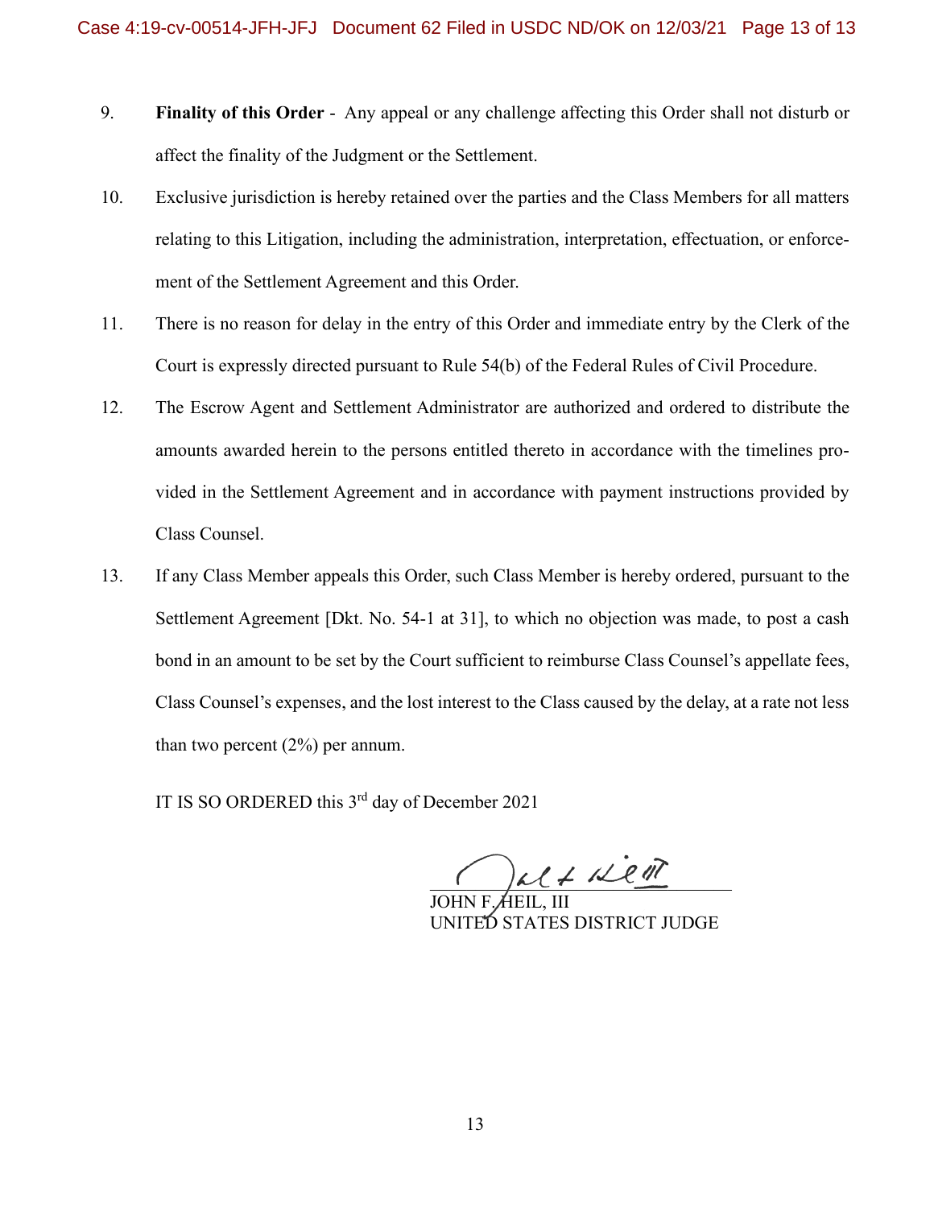9. **Finality of this Order** - Any appeal or any challenge affecting this Order shall not disturb or affect the finality of the Judgment or the Settlement.

10. Exclusive jurisdiction is hereby retained over the parties and the Class Members for all matters relating to this Litigation, including the administration, interpretation, effectuation, or enforcement of the Settlement Agreement and this Order.

11. There is no reason for delay in the entry of this Order and immediate entry by the Clerk of the Court is expressly directed pursuant to Rule 54(b) of the Federal Rules of Civil Procedure.

12. The Escrow Agent and Settlement Administrator are authorized and ordered to distribute the amounts awarded herein to the persons entitled thereto in accordance with the timelines provided in the Settlement Agreement and in accordance with payment instructions provided by Class Counsel.

13. If any Class Member appeals this Order, such Class Member is hereby ordered, pursuant to the Settlement Agreement [Dkt. No. 54-1 at 31], to which no objection was made, to post a cash bond in an amount to be set by the Court sufficient to reimburse Class Counsel's appellate fees, Class Counsel's expenses, and the lost interest to the Class caused by the delay, at a rate not less than two percent (2%) per annum.

IT IS SO ORDERED this 3rd day of December 2021

JOHN F. HEIL, III
UNITED STATES DISTRICT JUDGE